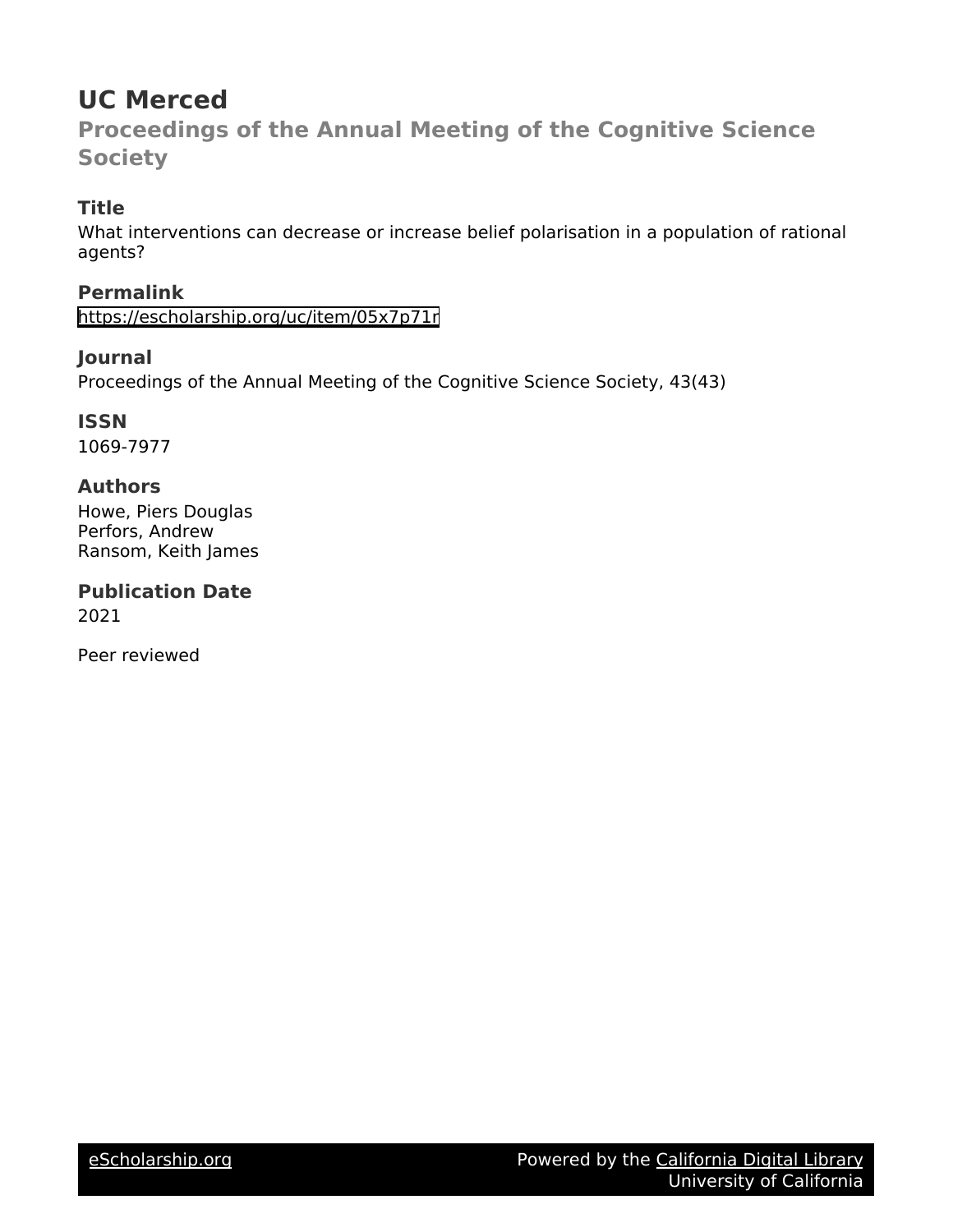# UC Merced

## Proceedings of the Annual Meeting of the Cognitive Science Society

### Title

What interventions can decrease or increase belief polarisation in a population of rational agents?

### Permalink

https://escholarship.org/uc/item/05x7p71r

### Journal

Proceedings of the Annual Meeting of the Cognitive Science Society, 43(43)

### ISSN

1069-7977

### Authors

Howe, Piers Douglas
Perfors, Andrew
Ransom, Keith James

### Publication Date

2021

Peer reviewed

eScholarship.org — Powered by the California Digital Library, University of California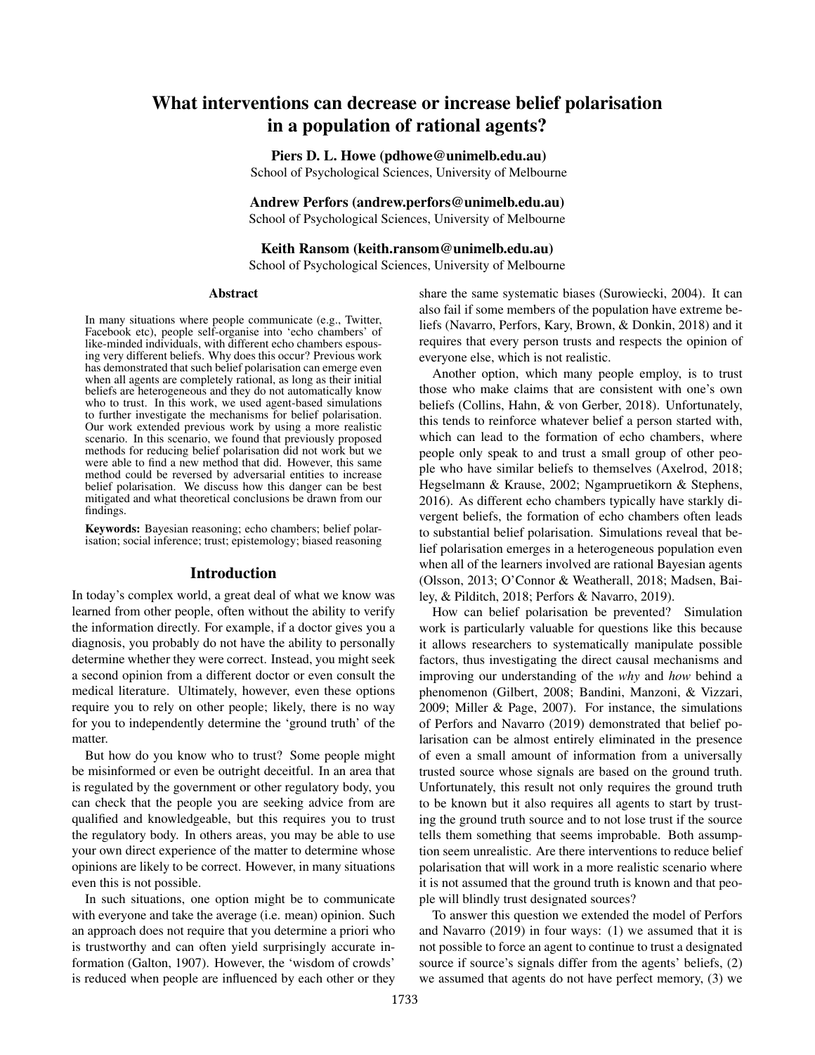# What interventions can decrease or increase belief polarisation in a population of rational agents?

**Piers D. L. Howe (pdhowe@unimelb.edu.au)**
School of Psychological Sciences, University of Melbourne

**Andrew Perfors (andrew.perfors@unimelb.edu.au)**
School of Psychological Sciences, University of Melbourne

**Keith Ransom (keith.ransom@unimelb.edu.au)**
School of Psychological Sciences, University of Melbourne

## Abstract

In many situations where people communicate (e.g., Twitter, Facebook etc), people self-organise into 'echo chambers' of like-minded individuals, with different echo chambers espousing very different beliefs. Why does this occur? Previous work has demonstrated that such belief polarisation can emerge even when all agents are completely rational, as long as their initial beliefs are heterogeneous and they do not automatically know who to trust. In this work, we used agent-based simulations to further investigate the mechanisms for belief polarisation. Our work extended previous work by using a more realistic scenario. In this scenario, we found that previously proposed methods for reducing belief polarisation did not work but we were able to find a new method that did. However, this same method could be reversed by adversarial entities to increase belief polarisation. We discuss how this danger can be best mitigated and what theoretical conclusions be drawn from our findings.

**Keywords:** Bayesian reasoning; echo chambers; belief polarisation; social inference; trust; epistemology; biased reasoning

## Introduction

In today's complex world, a great deal of what we know was learned from other people, often without the ability to verify the information directly. For example, if a doctor gives you a diagnosis, you probably do not have the ability to personally determine whether they were correct. Instead, you might seek a second opinion from a different doctor or even consult the medical literature. Ultimately, however, even these options require you to rely on other people; likely, there is no way for you to independently determine the 'ground truth' of the matter.

But how do you know who to trust? Some people might be misinformed or even be outright deceitful. In an area that is regulated by the government or other regulatory body, you can check that the people you are seeking advice from are qualified and knowledgeable, but this requires you to trust the regulatory body. In others areas, you may be able to use your own direct experience of the matter to determine whose opinions are likely to be correct. However, in many situations even this is not possible.

In such situations, one option might be to communicate with everyone and take the average (i.e. mean) opinion. Such an approach does not require that you determine a priori who is trustworthy and can often yield surprisingly accurate information (Galton, 1907). However, the 'wisdom of crowds' is reduced when people are influenced by each other or they share the same systematic biases (Surowiecki, 2004). It can also fail if some members of the population have extreme beliefs (Navarro, Perfors, Kary, Brown, & Donkin, 2018) and it requires that every person trusts and respects the opinion of everyone else, which is not realistic.

Another option, which many people employ, is to trust those who make claims that are consistent with one's own beliefs (Collins, Hahn, & von Gerber, 2018). Unfortunately, this tends to reinforce whatever belief a person started with, which can lead to the formation of echo chambers, where people only speak to and trust a small group of other people who have similar beliefs to themselves (Axelrod, 2018; Hegselmann & Krause, 2002; Ngampruetikorn & Stephens, 2016). As different echo chambers typically have starkly divergent beliefs, the formation of echo chambers often leads to substantial belief polarisation. Simulations reveal that belief polarisation emerges in a heterogeneous population even when all of the learners involved are rational Bayesian agents (Olsson, 2013; O'Connor & Weatherall, 2018; Madsen, Bailey, & Pilditch, 2018; Perfors & Navarro, 2019).

How can belief polarisation be prevented? Simulation work is particularly valuable for questions like this because it allows researchers to systematically manipulate possible factors, thus investigating the direct causal mechanisms and improving our understanding of the *why* and *how* behind a phenomenon (Gilbert, 2008; Bandini, Manzoni, & Vizzari, 2009; Miller & Page, 2007). For instance, the simulations of Perfors and Navarro (2019) demonstrated that belief polarisation can be almost entirely eliminated in the presence of even a small amount of information from a universally trusted source whose signals are based on the ground truth. Unfortunately, this result not only requires the ground truth to be known but it also requires all agents to start by trusting the ground truth source and to not lose trust if the source tells them something that seems improbable. Both assumption seem unrealistic. Are there interventions to reduce belief polarisation that will work in a more realistic scenario where it is not assumed that the ground truth is known and that people will blindly trust designated sources?

To answer this question we extended the model of Perfors and Navarro (2019) in four ways: (1) we assumed that it is not possible to force an agent to continue to trust a designated source if source's signals differ from the agents' beliefs, (2) we assumed that agents do not have perfect memory, (3) we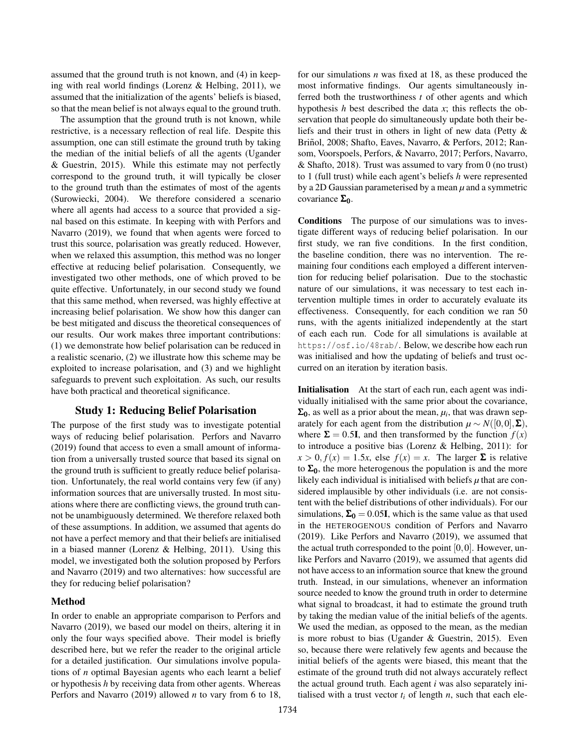assumed that the ground truth is not known, and (4) in keeping with real world findings (Lorenz & Helbing, 2011), we assumed that the initialization of the agents' beliefs is biased, so that the mean belief is not always equal to the ground truth.

The assumption that the ground truth is not known, while restrictive, is a necessary reflection of real life. Despite this assumption, one can still estimate the ground truth by taking the median of the initial beliefs of all the agents (Ugander & Guestrin, 2015). While this estimate may not perfectly correspond to the ground truth, it will typically be closer to the ground truth than the estimates of most of the agents (Surowiecki, 2004). We therefore considered a scenario where all agents had access to a source that provided a signal based on this estimate. In keeping with with Perfors and Navarro (2019), we found that when agents were forced to trust this source, polarisation was greatly reduced. However, when we relaxed this assumption, this method was no longer effective at reducing belief polarisation. Consequently, we investigated two other methods, one of which proved to be quite effective. Unfortunately, in our second study we found that this same method, when reversed, was highly effective at increasing belief polarisation. We show how this danger can be best mitigated and discuss the theoretical consequences of our results. Our work makes three important contributions: (1) we demonstrate how belief polarisation can be reduced in a realistic scenario, (2) we illustrate how this scheme may be exploited to increase polarisation, and (3) as such we highlight safeguards to prevent such exploitation. As such, our results have both practical and theoretical significance.

## Study 1: Reducing Belief Polarisation

The purpose of the first study was to investigate potential ways of reducing belief polarisation. Perfors and Navarro (2019) found that access to even a small amount of information from a universally trusted source that based its signal on the ground truth is sufficient to greatly reduce belief polarisation. Unfortunately, the real world contains very few (if any) information sources that are universally trusted. In most situations where there are conflicting views, the ground truth cannot be unambiguously determined. We therefore relaxed both of these assumptions. In addition, we assumed that agents do not have a perfect memory and that their beliefs are initialised in a biased manner (Lorenz & Helbing, 2011). Using this model, we investigated both the solution proposed by Perfors and Navarro (2019) and two alternatives: how successful are they for reducing belief polarisation?

### Method

In order to enable an appropriate comparison to Perfors and Navarro (2019), we based our model on theirs, altering it in only the four ways specified above. Their model is briefly described here, but we refer the reader to the original article for a detailed justification. Our simulations involve populations of $n$ optimal Bayesian agents who each learnt a belief or hypothesis $h$ by receiving data from other agents. Whereas Perfors and Navarro (2019) allowed $n$ to vary from 6 to 18, for our simulations $n$ was fixed at 18, as these produced the most informative findings. Our agents simultaneously inferred both the trustworthiness $t$ of other agents and which hypothesis $h$ best described the data $x$; this reflects the observation that people do simultaneously update both their beliefs and their trust in others in light of new data (Petty & Briñol, 2008; Shafto, Eaves, Navarro, & Perfors, 2012; Ransom, Voorspoels, Perfors, & Navarro, 2017; Perfors, Navarro, & Shafto, 2018). Trust was assumed to vary from 0 (no trust) to 1 (full trust) while each agent's beliefs $h$ were represented by a 2D Gaussian parameterised by a mean $\mu$ and a symmetric covariance $\mathbf{\Sigma_0}$.

**Conditions** The purpose of our simulations was to investigate different ways of reducing belief polarisation. In our first study, we ran five conditions. In the first condition, the baseline condition, there was no intervention. The remaining four conditions each employed a different intervention for reducing belief polarisation. Due to the stochastic nature of our simulations, it was necessary to test each intervention multiple times in order to accurately evaluate its effectiveness. Consequently, for each condition we ran 50 runs, with the agents initialized independently at the start of each each run. Code for all simulations is available at `https://osf.io/48rab/`. Below, we describe how each run was initialised and how the updating of beliefs and trust occurred on an iteration by iteration basis.

**Initialisation** At the start of each run, each agent was individually initialised with the same prior about the covariance, $\mathbf{\Sigma_0}$, as well as a prior about the mean, $\mu_i$, that was drawn separately for each agent from the distribution $\mu \sim N([0,0],\mathbf{\Sigma})$, where $\mathbf{\Sigma} = 0.5\mathbf{I}$, and then transformed by the function $f(x)$ to introduce a positive bias (Lorenz & Helbing, 2011): for $x > 0, f(x) = 1.5x$, else $f(x) = x$. The larger $\mathbf{\Sigma}$ is relative to $\mathbf{\Sigma_0}$, the more heterogenous the population is and the more likely each individual is initialised with beliefs $\mu$ that are considered implausible by other individuals (i.e. are not consistent with the belief distributions of other individuals). For our simulations, $\mathbf{\Sigma_0} = 0.05\mathbf{I}$, which is the same value as that used in the HETEROGENOUS condition of Perfors and Navarro (2019). Like Perfors and Navarro (2019), we assumed that the actual truth corresponded to the point $[0,0]$. However, unlike Perfors and Navarro (2019), we assumed that agents did not have access to an information source that knew the ground truth. Instead, in our simulations, whenever an information source needed to know the ground truth in order to determine what signal to broadcast, it had to estimate the ground truth by taking the median value of the initial beliefs of the agents. We used the median, as opposed to the mean, as the median is more robust to bias (Ugander & Guestrin, 2015). Even so, because there were relatively few agents and because the initial beliefs of the agents were biased, this meant that the estimate of the ground truth did not always accurately reflect the actual ground truth. Each agent $i$ was also separately initialised with a trust vector $t_i$ of length $n$, such that each ele-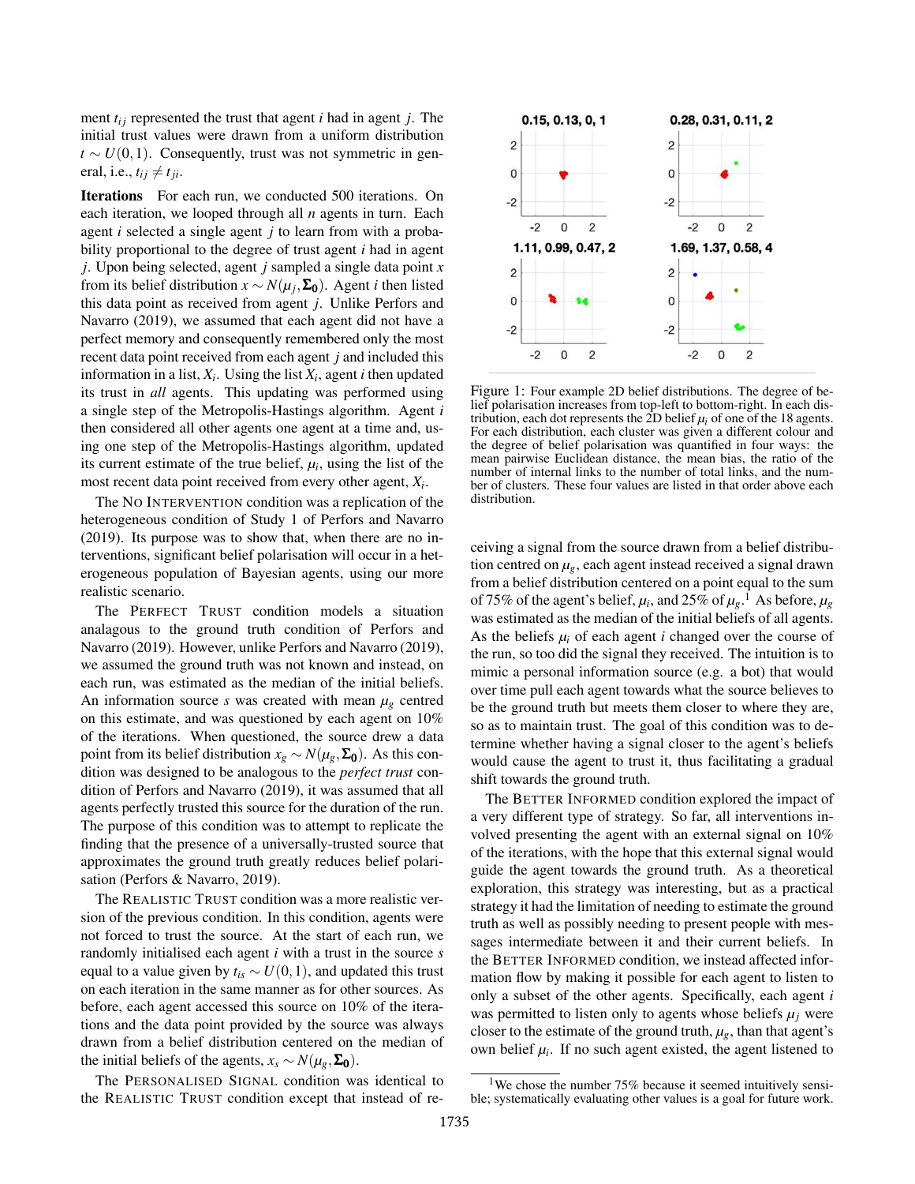ment $t_{ij}$ represented the trust that agent $i$ had in agent $j$. The initial trust values were drawn from a uniform distribution $t \sim U(0,1)$. Consequently, trust was not symmetric in general, i.e., $t_{ij} \neq t_{ji}$.

**Iterations** For each run, we conducted 500 iterations. On each iteration, we looped through all $n$ agents in turn. Each agent $i$ selected a single agent $j$ to learn from with a probability proportional to the degree of trust agent $i$ had in agent $j$. Upon being selected, agent $j$ sampled a single data point $x$ from its belief distribution $x \sim N(\mu_j, \mathbf{\Sigma_0})$. Agent $i$ then listed this data point as received from agent $j$. Unlike Perfors and Navarro (2019), we assumed that each agent did not have a perfect memory and consequently remembered only the most recent data point received from each agent $j$ and included this information in a list, $X_i$. Using the list $X_i$, agent $i$ then updated its trust in *all* agents. This updating was performed using a single step of the Metropolis-Hastings algorithm. Agent $i$ then considered all other agents one agent at a time and, using one step of the Metropolis-Hastings algorithm, updated its current estimate of the true belief, $\mu_i$, using the list of the most recent data point received from every other agent, $X_i$.

The NO INTERVENTION condition was a replication of the heterogeneous condition of Study 1 of Perfors and Navarro (2019). Its purpose was to show that, when there are no interventions, significant belief polarisation will occur in a heterogeneous population of Bayesian agents, using our more realistic scenario.

The PERFECT TRUST condition models a situation analagous to the ground truth condition of Perfors and Navarro (2019). However, unlike Perfors and Navarro (2019), we assumed the ground truth was not known and instead, on each run, was estimated as the median of the initial beliefs. An information source $s$ was created with mean $\mu_g$ centred on this estimate, and was questioned by each agent on 10% of the iterations. When questioned, the source drew a data point from its belief distribution $x_g \sim N(\mu_g, \mathbf{\Sigma_0})$. As this condition was designed to be analogous to the *perfect trust* condition of Perfors and Navarro (2019), it was assumed that all agents perfectly trusted this source for the duration of the run. The purpose of this condition was to attempt to replicate the finding that the presence of a universally-trusted source that approximates the ground truth greatly reduces belief polarisation (Perfors & Navarro, 2019).

The REALISTIC TRUST condition was a more realistic version of the previous condition. In this condition, agents were not forced to trust the source. At the start of each run, we randomly initialised each agent $i$ with a trust in the source $s$ equal to a value given by $t_{is} \sim U(0,1)$, and updated this trust on each iteration in the same manner as for other sources. As before, each agent accessed this source on 10% of the iterations and the data point provided by the source was always drawn from a belief distribution centered on the median of the initial beliefs of the agents, $x_s \sim N(\mu_g, \mathbf{\Sigma_0})$.

The PERSONALISED SIGNAL condition was identical to the REALISTIC TRUST condition except that instead of receiving a signal from the source drawn from a belief distribution centred on $\mu_g$, each agent instead received a signal drawn from a belief distribution centered on a point equal to the sum of 75% of the agent's belief, $\mu_i$, and 25% of $\mu_g$.[1] As before, $\mu_g$ was estimated as the median of the initial beliefs of all agents. As the beliefs $\mu_i$ of each agent $i$ changed over the course of the run, so too did the signal they received. The intuition is to mimic a personal information source (e.g. a bot) that would over time pull each agent towards what the source believes to be the ground truth but meets them closer to where they are, so as to maintain trust. The goal of this condition was to determine whether having a signal closer to the agent's beliefs would cause the agent to trust it, thus facilitating a gradual shift towards the ground truth.

Figure 1: Four example 2D belief distributions. The degree of belief polarisation increases from top-left to bottom-right. In each distribution, each dot represents the 2D belief $\mu_i$ of one of the 18 agents. For each distribution, each cluster was given a different colour and the degree of belief polarisation was quantified in four ways: the mean pairwise Euclidean distance, the mean bias, the ratio of the number of internal links to the number of total links, and the number of clusters. These four values are listed in that order above each distribution.

The BETTER INFORMED condition explored the impact of a very different type of strategy. So far, all interventions involved presenting the agent with an external signal on 10% of the iterations, with the hope that this external signal would guide the agent towards the ground truth. As a theoretical exploration, this strategy was interesting, but as a practical strategy it had the limitation of needing to estimate the ground truth as well as possibly needing to present people with messages intermediate between it and their current beliefs. In the BETTER INFORMED condition, we instead affected information flow by making it possible for each agent to listen to only a subset of the other agents. Specifically, each agent $i$ was permitted to listen only to agents whose beliefs $\mu_j$ were closer to the estimate of the ground truth, $\mu_g$, than that agent's own belief $\mu_i$. If no such agent existed, the agent listened to

[1] We chose the number 75% because it seemed intuitively sensible; systematically evaluating other values is a goal for future work.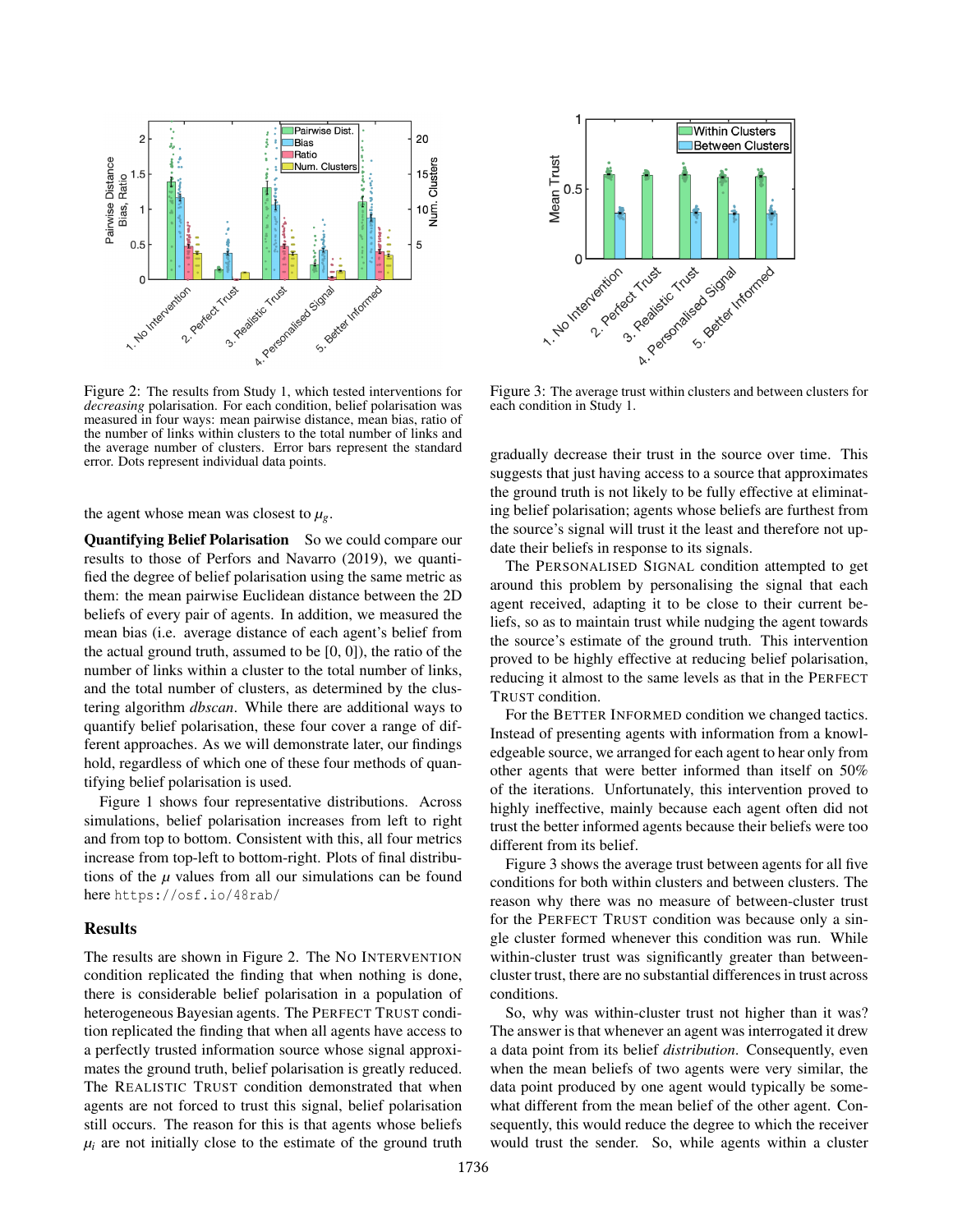Figure 2: The results from Study 1, which tested interventions for *decreasing* polarisation. For each condition, belief polarisation was measured in four ways: mean pairwise distance, mean bias, ratio of the number of links within clusters to the total number of links and the average number of clusters. Error bars represent the standard error. Dots represent individual data points.

Figure 3: The average trust within clusters and between clusters for each condition in Study 1.

the agent whose mean was closest to $\mu_g$.

**Quantifying Belief Polarisation** So we could compare our results to those of Perfors and Navarro (2019), we quantified the degree of belief polarisation using the same metric as them: the mean pairwise Euclidean distance between the 2D beliefs of every pair of agents. In addition, we measured the mean bias (i.e. average distance of each agent's belief from the actual ground truth, assumed to be [0, 0]), the ratio of the number of links within a cluster to the total number of links, and the total number of clusters, as determined by the clustering algorithm *dbscan*. While there are additional ways to quantify belief polarisation, these four cover a range of different approaches. As we will demonstrate later, our findings hold, regardless of which one of these four methods of quantifying belief polarisation is used.

Figure 1 shows four representative distributions. Across simulations, belief polarisation increases from left to right and from top to bottom. Consistent with this, all four metrics increase from top-left to bottom-right. Plots of final distributions of the $\mu$ values from all our simulations can be found here `https://osf.io/48rab/`

## Results

The results are shown in Figure 2. The NO INTERVENTION condition replicated the finding that when nothing is done, there is considerable belief polarisation in a population of heterogeneous Bayesian agents. The PERFECT TRUST condition replicated the finding that when all agents have access to a perfectly trusted information source whose signal approximates the ground truth, belief polarisation is greatly reduced. The REALISTIC TRUST condition demonstrated that when agents are not forced to trust this signal, belief polarisation still occurs. The reason for this is that agents whose beliefs $\mu_i$ are not initially close to the estimate of the ground truth gradually decrease their trust in the source over time. This suggests that just having access to a source that approximates the ground truth is not likely to be fully effective at eliminating belief polarisation; agents whose beliefs are furthest from the source's signal will trust it the least and therefore not update their beliefs in response to its signals.

The PERSONALISED SIGNAL condition attempted to get around this problem by personalising the signal that each agent received, adapting it to be close to their current beliefs, so as to maintain trust while nudging the agent towards the source's estimate of the ground truth. This intervention proved to be highly effective at reducing belief polarisation, reducing it almost to the same levels as that in the PERFECT TRUST condition.

For the BETTER INFORMED condition we changed tactics. Instead of presenting agents with information from a knowledgeable source, we arranged for each agent to hear only from other agents that were better informed than itself on 50% of the iterations. Unfortunately, this intervention proved to be highly ineffective, mainly because each agent often did not trust the better informed agents because their beliefs were too different from its belief.

Figure 3 shows the average trust between agents for all five conditions for both within clusters and between clusters. The reason why there was no measure of between-cluster trust for the PERFECT TRUST condition was because only a single cluster formed whenever this condition was run. While within-cluster trust was significantly greater than between-cluster trust, there are no substantial differences in trust across conditions.

So, why was within-cluster trust not higher than it was? The answer is that whenever an agent was interrogated it drew a data point from its belief *distribution*. Consequently, even when the mean beliefs of two agents were very similar, the data point produced by one agent would typically be somewhat different from the mean belief of the other agent. Consequently, this would reduce the degree to which the receiver would trust the sender. So, while agents within a cluster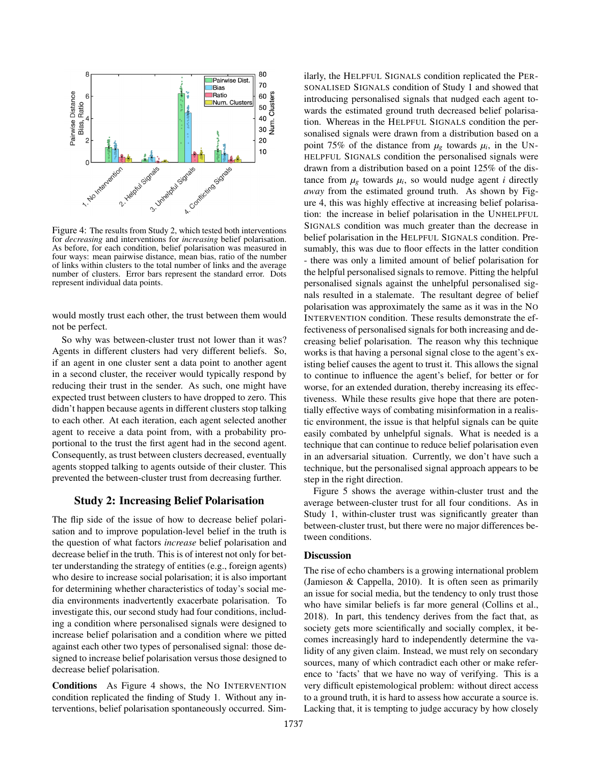Figure 4: The results from Study 2, which tested both interventions for *decreasing* and interventions for *increasing* belief polarisation. As before, for each condition, belief polarisation was measured in four ways: mean pairwise distance, mean bias, ratio of the number of links within clusters to the total number of links and the average number of clusters. Error bars represent the standard error. Dots represent individual data points.

would mostly trust each other, the trust between them would not be perfect.

So why was between-cluster trust not lower than it was? Agents in different clusters had very different beliefs. So, if an agent in one cluster sent a data point to another agent in a second cluster, the receiver would typically respond by reducing their trust in the sender. As such, one might have expected trust between clusters to have dropped to zero. This didn't happen because agents in different clusters stop talking to each other. At each iteration, each agent selected another agent to receive a data point from, with a probability proportional to the trust the first agent had in the second agent. Consequently, as trust between clusters decreased, eventually agents stopped talking to agents outside of their cluster. This prevented the between-cluster trust from decreasing further.

## Study 2: Increasing Belief Polarisation

The flip side of the issue of how to decrease belief polarisation and to improve population-level belief in the truth is the question of what factors *increase* belief polarisation and decrease belief in the truth. This is of interest not only for better understanding the strategy of entities (e.g., foreign agents) who desire to increase social polarisation; it is also important for determining whether characteristics of today's social media environments inadvertently exacerbate polarisation. To investigate this, our second study had four conditions, including a condition where personalised signals were designed to increase belief polarisation and a condition where we pitted against each other two types of personalised signal: those designed to increase belief polarisation versus those designed to decrease belief polarisation.

**Conditions** As Figure 4 shows, the No Intervention condition replicated the finding of Study 1. Without any interventions, belief polarisation spontaneously occurred. Similarly, the Helpful Signals condition replicated the Personalised Signals condition of Study 1 and showed that introducing personalised signals that nudged each agent towards the estimated ground truth decreased belief polarisation. Whereas in the Helpful Signals condition the personalised signals were drawn from a distribution based on a point 75% of the distance from $\mu_g$ towards $\mu_i$, in the Unhelpful Signals condition the personalised signals were drawn from a distribution based on a point 125% of the distance from $\mu_g$ towards $\mu_i$, so would nudge agent $i$ directly *away* from the estimated ground truth. As shown by Figure 4, this was highly effective at increasing belief polarisation: the increase in belief polarisation in the Unhelpful Signals condition was much greater than the decrease in belief polarisation in the Helpful Signals condition. Presumably, this was due to floor effects in the latter condition - there was only a limited amount of belief polarisation for the helpful personalised signals to remove. Pitting the helpful personalised signals against the unhelpful personalised signals resulted in a stalemate. The resultant degree of belief polarisation was approximately the same as it was in the No Intervention condition. These results demonstrate the effectiveness of personalised signals for both increasing and decreasing belief polarisation. The reason why this technique works is that having a personal signal close to the agent's existing belief causes the agent to trust it. This allows the signal to continue to influence the agent's belief, for better or for worse, for an extended duration, thereby increasing its effectiveness. While these results give hope that there are potentially effective ways of combating misinformation in a realistic environment, the issue is that helpful signals can be quite easily combated by unhelpful signals. What is needed is a technique that can continue to reduce belief polarisation even in an adversarial situation. Currently, we don't have such a technique, but the personalised signal approach appears to be step in the right direction.

Figure 5 shows the average within-cluster trust and the average between-cluster trust for all four conditions. As in Study 1, within-cluster trust was significantly greater than between-cluster trust, but there were no major differences between conditions.

## Discussion

The rise of echo chambers is a growing international problem (Jamieson & Cappella, 2010). It is often seen as primarily an issue for social media, but the tendency to only trust those who have similar beliefs is far more general (Collins et al., 2018). In part, this tendency derives from the fact that, as society gets more scientifically and socially complex, it becomes increasingly hard to independently determine the validity of any given claim. Instead, we must rely on secondary sources, many of which contradict each other or make reference to 'facts' that we have no way of verifying. This is a very difficult epistemological problem: without direct access to a ground truth, it is hard to assess how accurate a source is. Lacking that, it is tempting to judge accuracy by how closely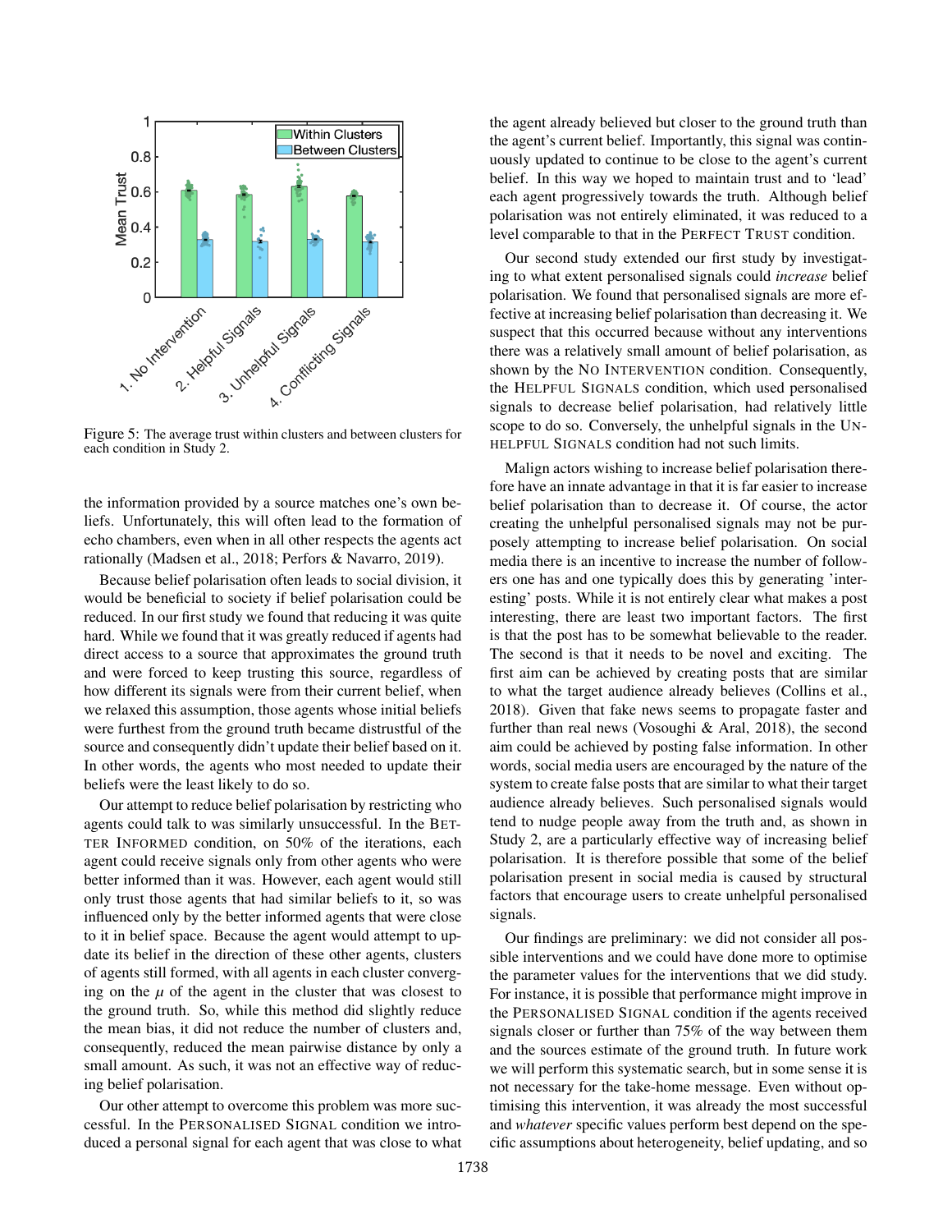Figure 5: The average trust within clusters and between clusters for each condition in Study 2.

the information provided by a source matches one's own beliefs. Unfortunately, this will often lead to the formation of echo chambers, even when in all other respects the agents act rationally (Madsen et al., 2018; Perfors & Navarro, 2019).

Because belief polarisation often leads to social division, it would be beneficial to society if belief polarisation could be reduced. In our first study we found that reducing it was quite hard. While we found that it was greatly reduced if agents had direct access to a source that approximates the ground truth and were forced to keep trusting this source, regardless of how different its signals were from their current belief, when we relaxed this assumption, those agents whose initial beliefs were furthest from the ground truth became distrustful of the source and consequently didn't update their belief based on it. In other words, the agents who most needed to update their beliefs were the least likely to do so.

Our attempt to reduce belief polarisation by restricting who agents could talk to was similarly unsuccessful. In the BETTER INFORMED condition, on 50% of the iterations, each agent could receive signals only from other agents who were better informed than it was. However, each agent would still only trust those agents that had similar beliefs to it, so was influenced only by the better informed agents that were close to it in belief space. Because the agent would attempt to update its belief in the direction of these other agents, clusters of agents still formed, with all agents in each cluster converging on the $\mu$ of the agent in the cluster that was closest to the ground truth. So, while this method did slightly reduce the mean bias, it did not reduce the number of clusters and, consequently, reduced the mean pairwise distance by only a small amount. As such, it was not an effective way of reducing belief polarisation.

Our other attempt to overcome this problem was more successful. In the PERSONALISED SIGNAL condition we introduced a personal signal for each agent that was close to what the agent already believed but closer to the ground truth than the agent's current belief. Importantly, this signal was continuously updated to continue to be close to the agent's current belief. In this way we hoped to maintain trust and to 'lead' each agent progressively towards the truth. Although belief polarisation was not entirely eliminated, it was reduced to a level comparable to that in the PERFECT TRUST condition.

Our second study extended our first study by investigating to what extent personalised signals could *increase* belief polarisation. We found that personalised signals are more effective at increasing belief polarisation than decreasing it. We suspect that this occurred because without any interventions there was a relatively small amount of belief polarisation, as shown by the NO INTERVENTION condition. Consequently, the HELPFUL SIGNALS condition, which used personalised signals to decrease belief polarisation, had relatively little scope to do so. Conversely, the unhelpful signals in the UNHELPFUL SIGNALS condition had not such limits.

Malign actors wishing to increase belief polarisation therefore have an innate advantage in that it is far easier to increase belief polarisation than to decrease it. Of course, the actor creating the unhelpful personalised signals may not be purposely attempting to increase belief polarisation. On social media there is an incentive to increase the number of followers one has and one typically does this by generating 'interesting' posts. While it is not entirely clear what makes a post interesting, there are least two important factors. The first is that the post has to be somewhat believable to the reader. The second is that it needs to be novel and exciting. The first aim can be achieved by creating posts that are similar to what the target audience already believes (Collins et al., 2018). Given that fake news seems to propagate faster and further than real news (Vosoughi & Aral, 2018), the second aim could be achieved by posting false information. In other words, social media users are encouraged by the nature of the system to create false posts that are similar to what their target audience already believes. Such personalised signals would tend to nudge people away from the truth and, as shown in Study 2, are a particularly effective way of increasing belief polarisation. It is therefore possible that some of the belief polarisation present in social media is caused by structural factors that encourage users to create unhelpful personalised signals.

Our findings are preliminary: we did not consider all possible interventions and we could have done more to optimise the parameter values for the interventions that we did study. For instance, it is possible that performance might improve in the PERSONALISED SIGNAL condition if the agents received signals closer or further than 75% of the way between them and the sources estimate of the ground truth. In future work we will perform this systematic search, but in some sense it is not necessary for the take-home message. Even without optimising this intervention, it was already the most successful and *whatever* specific values perform best depend on the specific assumptions about heterogeneity, belief updating, and so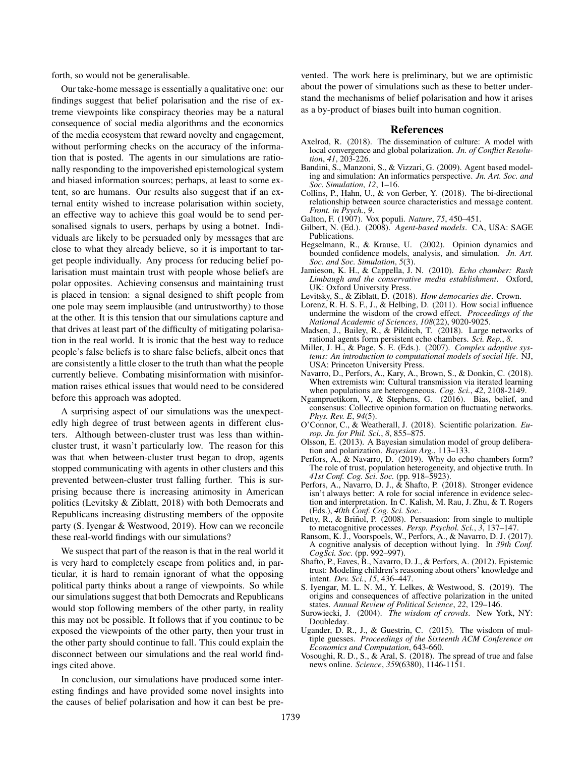forth, so would not be generalisable.

Our take-home message is essentially a qualitative one: our findings suggest that belief polarisation and the rise of extreme viewpoints like conspiracy theories may be a natural consequence of social media algorithms and the economics of the media ecosystem that reward novelty and engagement, without performing checks on the accuracy of the information that is posted. The agents in our simulations are rationally responding to the impoverished epistemological system and biased information sources; perhaps, at least to some extent, so are humans. Our results also suggest that if an external entity wished to increase polarisation within society, an effective way to achieve this goal would be to send personalised signals to users, perhaps by using a botnet. Individuals are likely to be persuaded only by messages that are close to what they already believe, so it is important to target people individually. Any process for reducing belief polarisation must maintain trust with people whose beliefs are polar opposites. Achieving consensus and maintaining trust is placed in tension: a signal designed to shift people from one pole may seem implausible (and untrustworthy) to those at the other. It is this tension that our simulations capture and that drives at least part of the difficulty of mitigating polarisation in the real world. It is ironic that the best way to reduce people's false beliefs is to share false beliefs, albeit ones that are consistently a little closer to the truth than what the people currently believe. Combating misinformation with misinformation raises ethical issues that would need to be considered before this approach was adopted.

A surprising aspect of our simulations was the unexpectedly high degree of trust between agents in different clusters. Although between-cluster trust was less than within-cluster trust, it wasn't particularly low. The reason for this was that when between-cluster trust began to drop, agents stopped communicating with agents in other clusters and this prevented between-cluster trust falling further. This is surprising because there is increasing animosity in American politics (Levitsky & Ziblatt, 2018) with both Democrats and Republicans increasing distrusting members of the opposite party (S. Iyengar & Westwood, 2019). How can we reconcile these real-world findings with our simulations?

We suspect that part of the reason is that in the real world it is very hard to completely escape from politics and, in particular, it is hard to remain ignorant of what the opposing political party thinks about a range of viewpoints. So while our simulations suggest that both Democrats and Republicans would stop following members of the other party, in reality this may not be possible. It follows that if you continue to be exposed the viewpoints of the other party, then your trust in the other party should continue to fall. This could explain the disconnect between our simulations and the real world findings cited above.

In conclusion, our simulations have produced some interesting findings and have provided some novel insights into the causes of belief polarisation and how it can best be prevented. The work here is preliminary, but we are optimistic about the power of simulations such as these to better understand the mechanisms of belief polarisation and how it arises as a by-product of biases built into human cognition.

## References

Axelrod, R. (2018). The dissemination of culture: A model with local convergence and global polarization. *Jn. of Conflict Resolution*, *41*, 203-226.

Bandini, S., Manzoni, S., & Vizzari, G. (2009). Agent based modeling and simulation: An informatics perspective. *Jn. Art. Soc. and Soc. Simulation*, *12*, 1–16.

Collins, P., Hahn, U., & von Gerber, Y. (2018). The bi-directional relationship between source characteristics and message content. *Front. in Psych.*, *9*.

Galton, F. (1907). Vox populi. *Nature*, *75*, 450–451.

Gilbert, N. (Ed.). (2008). *Agent-based models*. CA, USA: SAGE Publications.

Hegselmann, R., & Krause, U. (2002). Opinion dynamics and bounded confidence models, analysis, and simulation. *Jn. Art. Soc. and Soc. Simulation*, *5*(3).

Jamieson, K. H., & Cappella, J. N. (2010). *Echo chamber: Rush Limbaugh and the conservative media establishment*. Oxford, UK: Oxford University Press.

Levitsky, S., & Ziblatt, D. (2018). *How democracies die*. Crown.

Lorenz, R. H. S. F., J., & Helbing, D. (2011). How social influence undermine the wisdom of the crowd effect. *Proceedings of the National Academic of Sciences*, *108*(22), 9020-9025.

Madsen, J., Bailey, R., & Pilditch, T. (2018). Large networks of rational agents form persistent echo chambers. *Sci. Rep.*, *8*.

Miller, J. H., & Page, S. E. (Eds.). (2007). *Complex adaptive systems: An introduction to computational models of social life*. NJ, USA: Princeton University Press.

Navarro, D., Perfors, A., Kary, A., Brown, S., & Donkin, C. (2018). When extremists win: Cultural transmission via iterated learning when populations are heterogeneous. *Cog. Sci.*, *42*, 2108-2149.

Ngampruetikorn, V., & Stephens, G. (2016). Bias, belief, and consensus: Collective opinion formation on fluctuating networks. *Phys. Rev. E*, *94*(5).

O'Connor, C., & Weatherall, J. (2018). Scientific polarization. *Europ. Jn. for Phil. Sci.*, *8*, 855–875.

Olsson, E. (2013). A Bayesian simulation model of group deliberation and polarization. *Bayesian Arg.*, 113–133.

Perfors, A., & Navarro, D. (2019). Why do echo chambers form? The role of trust, population heterogeneity, and objective truth. In *41st Conf. Cog. Sci. Soc.* (pp. 918–5923).

Perfors, A., Navarro, D. J., & Shafto, P. (2018). Stronger evidence isn't always better: A role for social inference in evidence selection and interpretation. In C. Kalish, M. Rau, J. Zhu, & T. Rogers (Eds.), *40th Conf. Cog. Sci. Soc.*.

Petty, R., & Briñol, P. (2008). Persuasion: from single to multiple to metacognitive processes. *Persp. Psychol. Sci.*, *3*, 137–147.

Ransom, K. J., Voorspoels, W., Perfors, A., & Navarro, D. J. (2017). A cognitive analysis of deception without lying. In *39th Conf. CogSci. Soc.* (pp. 992–997).

Shafto, P., Eaves, B., Navarro, D. J., & Perfors, A. (2012). Epistemic trust: Modeling children's reasoning about others' knowledge and intent. *Dev. Sci.*, *15*, 436–447.

S. Iyengar, M. L. N. M., Y. Lelkes, & Westwood, S. (2019). The origins and consequences of affective polarization in the united states. *Annual Review of Political Science*, *22*, 129–146.

Surowiecki, J. (2004). *The wisdom of crowds*. New York, NY: Doubleday.

Ugander, D. R., J., & Guestrin, C. (2015). The wisdom of multiple guesses. *Proceedings of the Sixteenth ACM Conference on Economics and Computation*, 643-660.

Vosoughi, R. D., S., & Aral, S. (2018). The spread of true and false news online. *Science*, *359*(6380), 1146-1151.